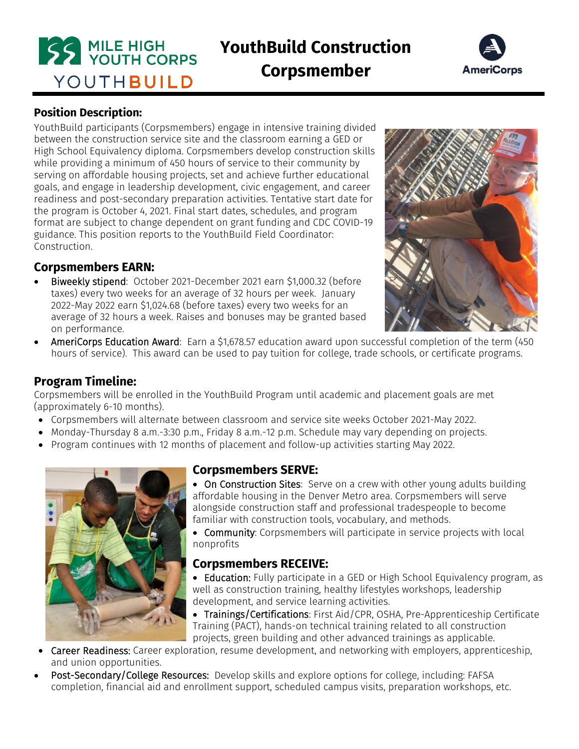# YouthBuild Construction Corpsmember

MILE HIGH YOUTH CORPS YOUTHBUILD

AmeriCorps

## Position Description:

YouthBuild participants (Corpsmembers) engage in intensive training divided between the construction service site and the classroom earning a GED or High School Equivalency diploma. Corpsmembers develop construction skills while providing a minimum of 450 hours of service to their community by serving on affordable housing projects, set and achieve further educational goals, and engage in leadership development, civic engagement, and career readiness and post-secondary preparation activities. Tentative start date for the program is October 4, 2021. Final start dates, schedules, and program format are subject to change dependent on grant funding and CDC COVID-19 guidance. This position reports to the YouthBuild Field Coordinator: Construction.

## Corpsmembers EARN:

- Biweekly stipend: October 2021-December 2021 earn $1,000.32 (before taxes) every two weeks for an average of 32 hours per week. January 2022-May 2022 earn $1,024.68 (before taxes) every two weeks for an average of 32 hours a week. Raises and bonuses may be granted based on performance.
- AmeriCorps Education Award: Earn a $1,678.57 education award upon successful completion of the term (450 hours of service). This award can be used to pay tuition for college, trade schools, or certificate programs.

## Program Timeline:

Corpsmembers will be enrolled in the YouthBuild Program until academic and placement goals are met (approximately 6-10 months).

- Corpsmembers will alternate between classroom and service site weeks October 2021-May 2022.
- Monday-Thursday 8 a.m.-3:30 p.m., Friday 8 a.m.-12 p.m. Schedule may vary depending on projects.
- Program continues with 12 months of placement and follow-up activities starting May 2022.

## Corpsmembers SERVE:

- On Construction Sites: Serve on a crew with other young adults building affordable housing in the Denver Metro area. Corpsmembers will serve alongside construction staff and professional tradespeople to become familiar with construction tools, vocabulary, and methods.
- Community: Corpsmembers will participate in service projects with local nonprofits

## Corpsmembers RECEIVE:

- Education: Fully participate in a GED or High School Equivalency program, as well as construction training, healthy lifestyles workshops, leadership development, and service learning activities.
- Trainings/Certifications: First Aid/CPR, OSHA, Pre-Apprenticeship Certificate Training (PACT), hands-on technical training related to all construction projects, green building and other advanced trainings as applicable.
- Career Readiness: Career exploration, resume development, and networking with employers, apprenticeship, and union opportunities.
- Post-Secondary/College Resources: Develop skills and explore options for college, including: FAFSA completion, financial aid and enrollment support, scheduled campus visits, preparation workshops, etc.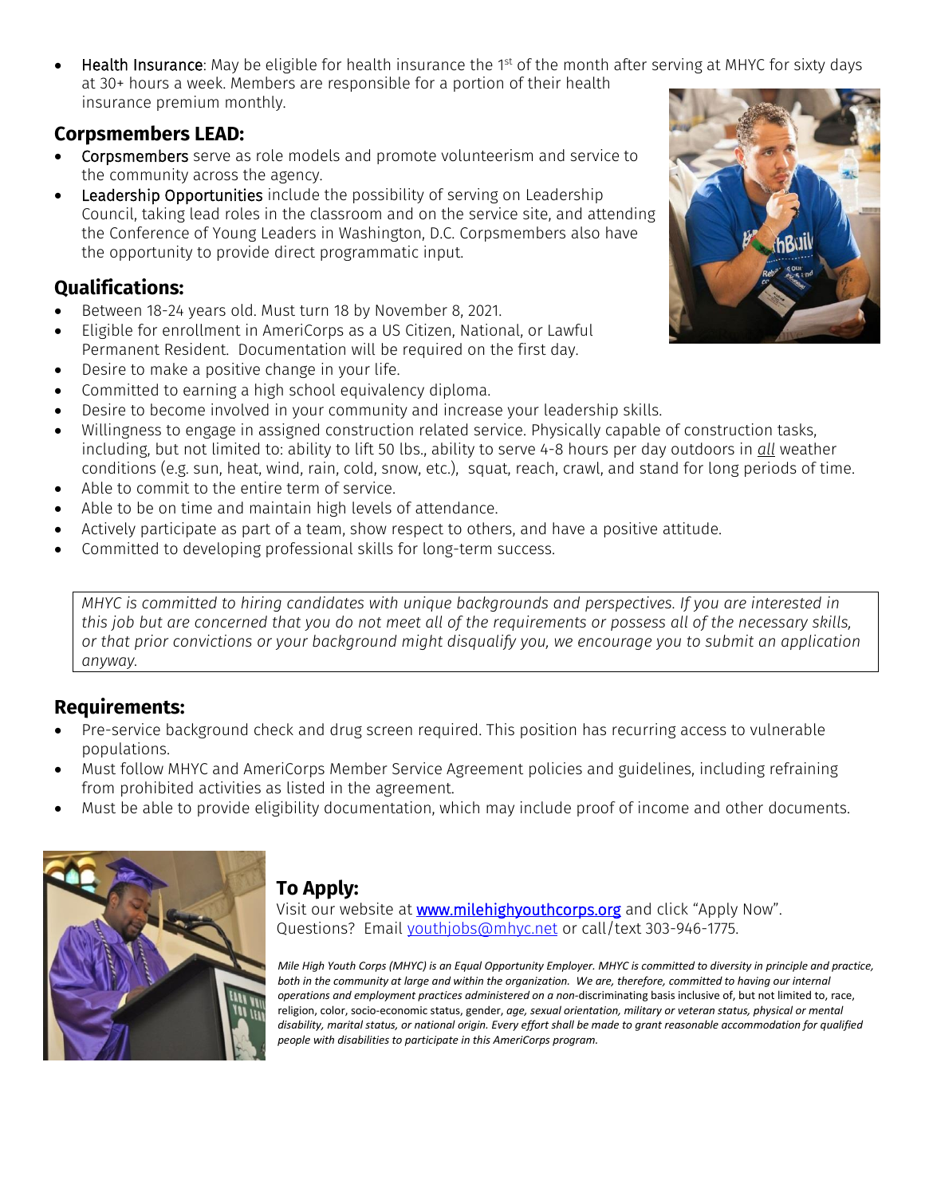- Health Insurance: May be eligible for health insurance the 1st of the month after serving at MHYC for sixty days at 30+ hours a week. Members are responsible for a portion of their health insurance premium monthly.

## Corpsmembers LEAD:

- Corpsmembers serve as role models and promote volunteerism and service to the community across the agency.
- Leadership Opportunities include the possibility of serving on Leadership Council, taking lead roles in the classroom and on the service site, and attending the Conference of Young Leaders in Washington, D.C. Corpsmembers also have the opportunity to provide direct programmatic input.

## Qualifications:

- Between 18-24 years old. Must turn 18 by November 8, 2021.
- Eligible for enrollment in AmeriCorps as a US Citizen, National, or Lawful Permanent Resident. Documentation will be required on the first day.
- Desire to make a positive change in your life.
- Committed to earning a high school equivalency diploma.
- Desire to become involved in your community and increase your leadership skills.
- Willingness to engage in assigned construction related service. Physically capable of construction tasks, including, but not limited to: ability to lift 50 lbs., ability to serve 4-8 hours per day outdoors in _all_ weather conditions (e.g. sun, heat, wind, rain, cold, snow, etc.), squat, reach, crawl, and stand for long periods of time.
- Able to commit to the entire term of service.
- Able to be on time and maintain high levels of attendance.
- Actively participate as part of a team, show respect to others, and have a positive attitude.
- Committed to developing professional skills for long-term success.

*MHYC is committed to hiring candidates with unique backgrounds and perspectives. If you are interested in this job but are concerned that you do not meet all of the requirements or possess all of the necessary skills, or that prior convictions or your background might disqualify you, we encourage you to submit an application anyway.*

## Requirements:

- Pre-service background check and drug screen required. This position has recurring access to vulnerable populations.
- Must follow MHYC and AmeriCorps Member Service Agreement policies and guidelines, including refraining from prohibited activities as listed in the agreement.
- Must be able to provide eligibility documentation, which may include proof of income and other documents.

## To Apply:

Visit our website at **www.milehighyouthcorps.org** and click "Apply Now".
Questions? Email youthjobs@mhyc.net or call/text 303-946-1775.

*Mile High Youth Corps (MHYC) is an Equal Opportunity Employer. MHYC is committed to diversity in principle and practice, both in the community at large and within the organization. We are, therefore, committed to having our internal operations and employment practices administered on a non-discriminating basis inclusive of, but not limited to, race, religion, color, socio-economic status, gender, age, sexual orientation, military or veteran status, physical or mental disability, marital status, or national origin. Every effort shall be made to grant reasonable accommodation for qualified people with disabilities to participate in this AmeriCorps program.*